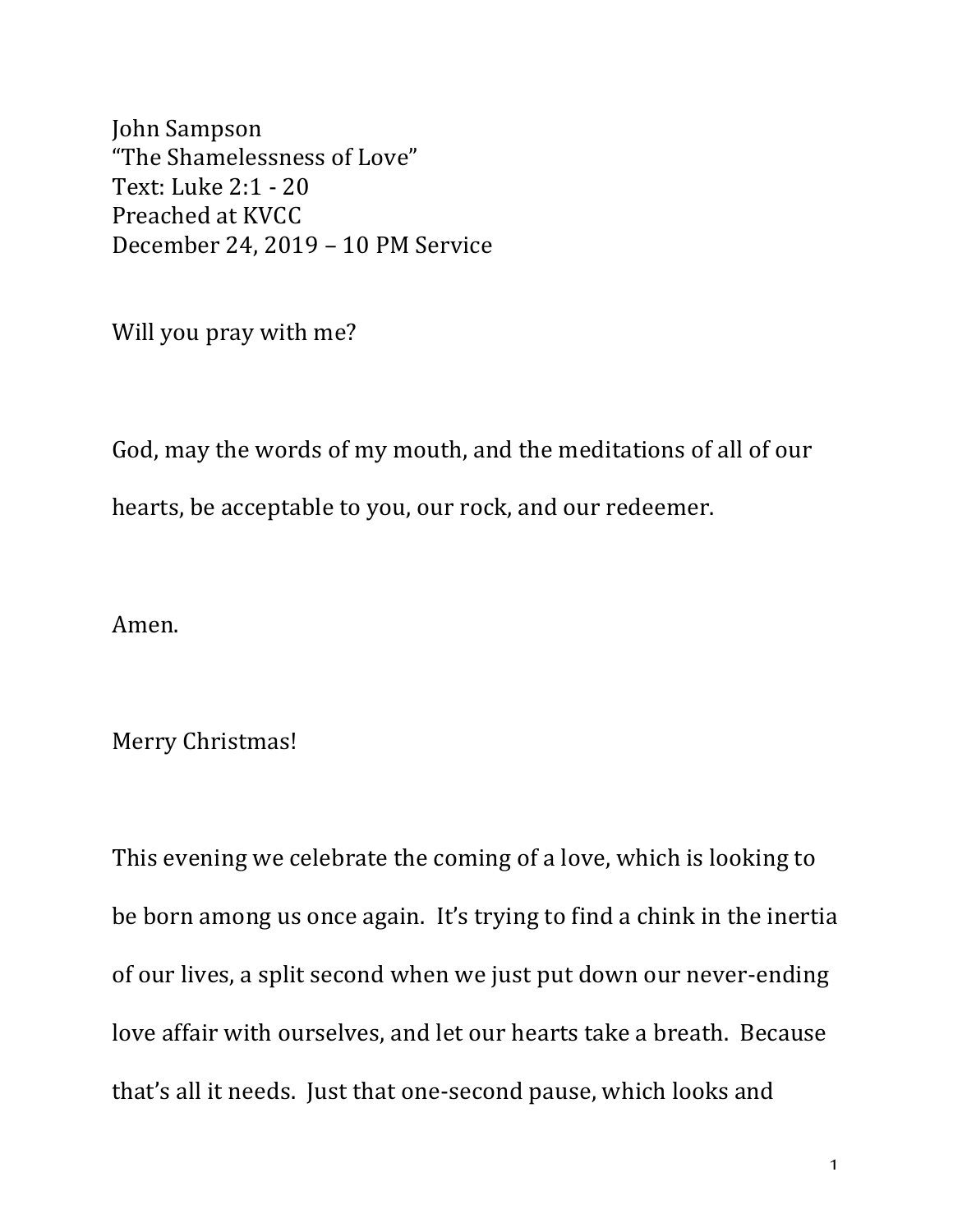John Sampson
"The Shamelessness of Love"
Text: Luke 2:1 - 20
Preached at KVCC
December 24, 2019 – 10 PM Service

Will you pray with me?

God, may the words of my mouth, and the meditations of all of our hearts, be acceptable to you, our rock, and our redeemer.

Amen.

Merry Christmas!

This evening we celebrate the coming of a love, which is looking to be born among us once again. It's trying to find a chink in the inertia of our lives, a split second when we just put down our never-ending love affair with ourselves, and let our hearts take a breath. Because that's all it needs. Just that one-second pause, which looks and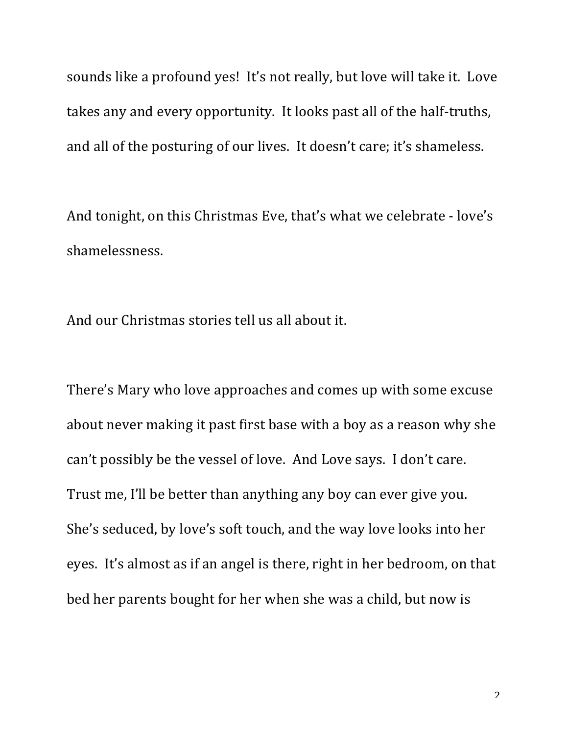sounds like a profound yes! It's not really, but love will take it. Love takes any and every opportunity. It looks past all of the half-truths, and all of the posturing of our lives. It doesn't care; it's shameless.

And tonight, on this Christmas Eve, that's what we celebrate - love's shamelessness.

And our Christmas stories tell us all about it.

There's Mary who love approaches and comes up with some excuse about never making it past first base with a boy as a reason why she can't possibly be the vessel of love. And Love says. I don't care. Trust me, I'll be better than anything any boy can ever give you. She's seduced, by love's soft touch, and the way love looks into her eyes. It's almost as if an angel is there, right in her bedroom, on that bed her parents bought for her when she was a child, but now is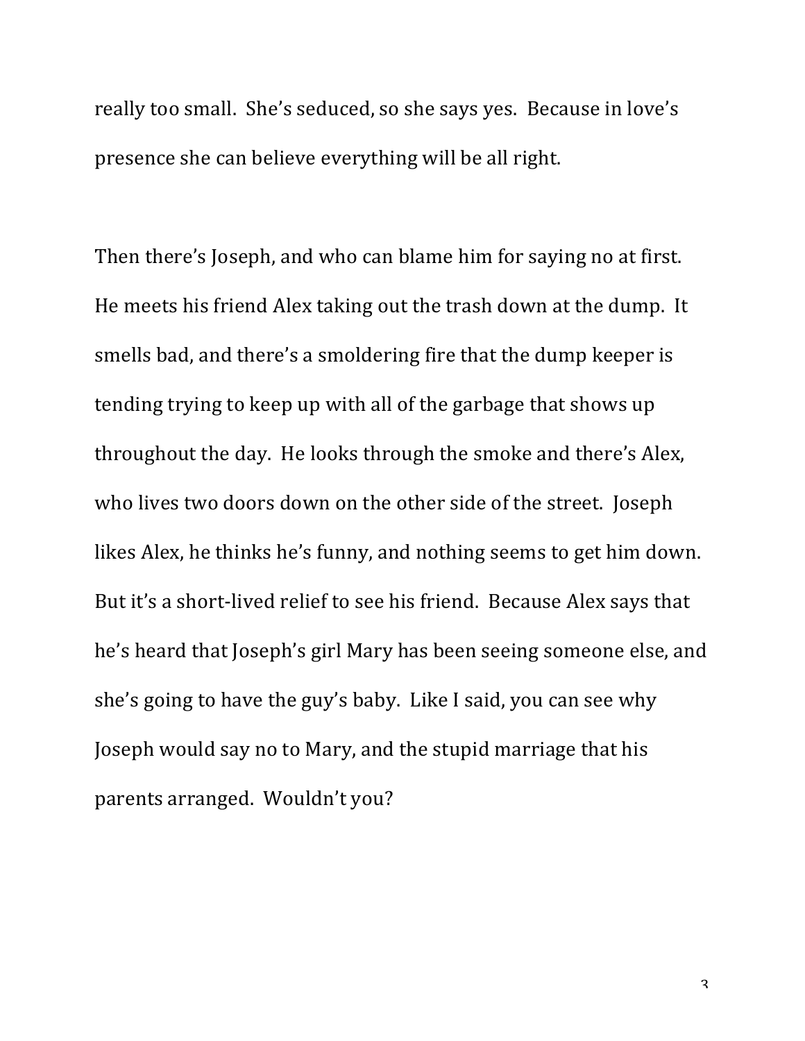really too small. She's seduced, so she says yes. Because in love's presence she can believe everything will be all right.

Then there's Joseph, and who can blame him for saying no at first. He meets his friend Alex taking out the trash down at the dump. It smells bad, and there's a smoldering fire that the dump keeper is tending trying to keep up with all of the garbage that shows up throughout the day. He looks through the smoke and there's Alex, who lives two doors down on the other side of the street. Joseph likes Alex, he thinks he's funny, and nothing seems to get him down. But it's a short-lived relief to see his friend. Because Alex says that he's heard that Joseph's girl Mary has been seeing someone else, and she's going to have the guy's baby. Like I said, you can see why Joseph would say no to Mary, and the stupid marriage that his parents arranged. Wouldn't you?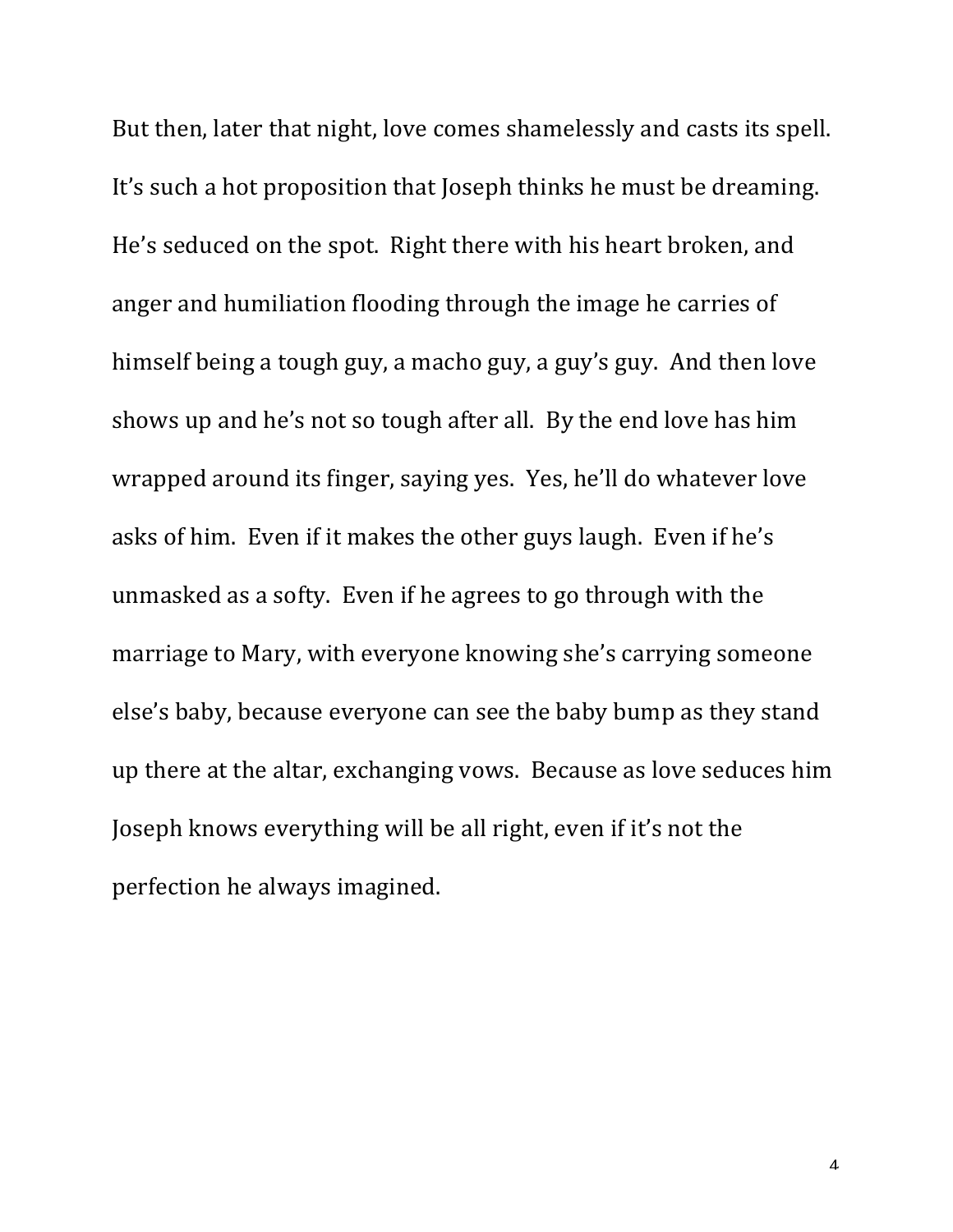But then, later that night, love comes shamelessly and casts its spell. It's such a hot proposition that Joseph thinks he must be dreaming. He's seduced on the spot. Right there with his heart broken, and anger and humiliation flooding through the image he carries of himself being a tough guy, a macho guy, a guy's guy. And then love shows up and he's not so tough after all. By the end love has him wrapped around its finger, saying yes. Yes, he'll do whatever love asks of him. Even if it makes the other guys laugh. Even if he's unmasked as a softy. Even if he agrees to go through with the marriage to Mary, with everyone knowing she's carrying someone else's baby, because everyone can see the baby bump as they stand up there at the altar, exchanging vows. Because as love seduces him Joseph knows everything will be all right, even if it's not the perfection he always imagined.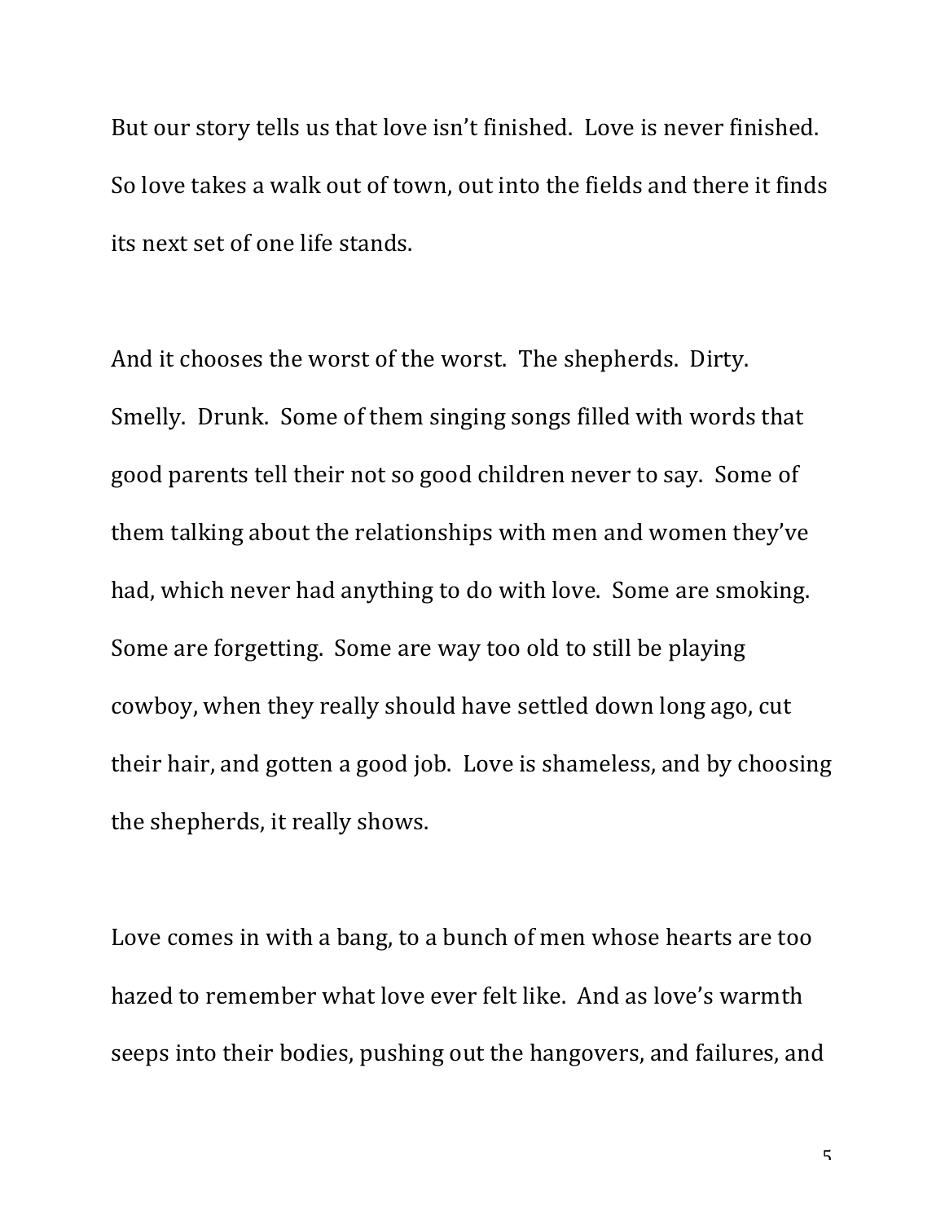But our story tells us that love isn't finished. Love is never finished. So love takes a walk out of town, out into the fields and there it finds its next set of one life stands.

And it chooses the worst of the worst. The shepherds. Dirty. Smelly. Drunk. Some of them singing songs filled with words that good parents tell their not so good children never to say. Some of them talking about the relationships with men and women they've had, which never had anything to do with love. Some are smoking. Some are forgetting. Some are way too old to still be playing cowboy, when they really should have settled down long ago, cut their hair, and gotten a good job. Love is shameless, and by choosing the shepherds, it really shows.

Love comes in with a bang, to a bunch of men whose hearts are too hazed to remember what love ever felt like. And as love's warmth seeps into their bodies, pushing out the hangovers, and failures, and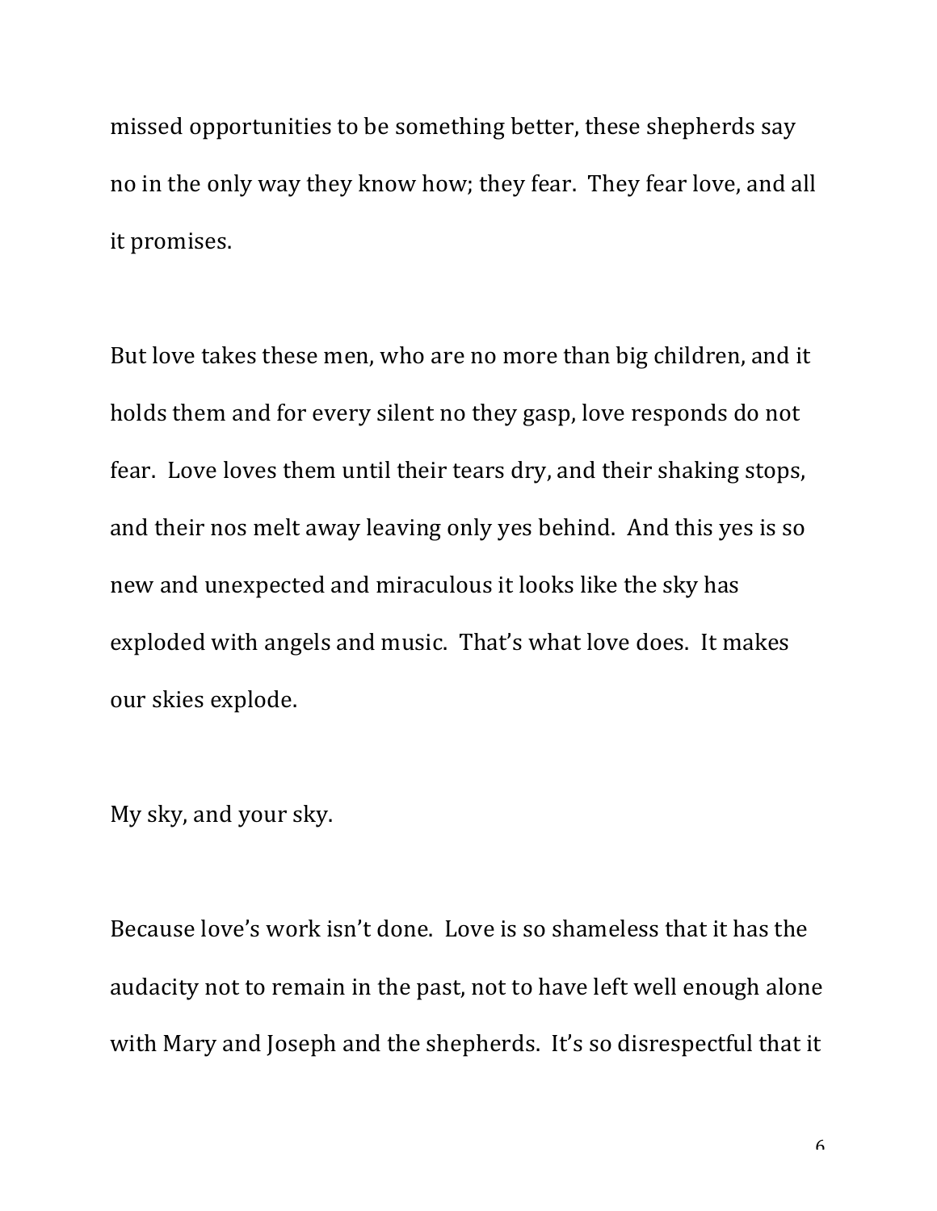missed opportunities to be something better, these shepherds say no in the only way they know how; they fear. They fear love, and all it promises.

But love takes these men, who are no more than big children, and it holds them and for every silent no they gasp, love responds do not fear. Love loves them until their tears dry, and their shaking stops, and their nos melt away leaving only yes behind. And this yes is so new and unexpected and miraculous it looks like the sky has exploded with angels and music. That's what love does. It makes our skies explode.

My sky, and your sky.

Because love's work isn't done. Love is so shameless that it has the audacity not to remain in the past, not to have left well enough alone with Mary and Joseph and the shepherds. It's so disrespectful that it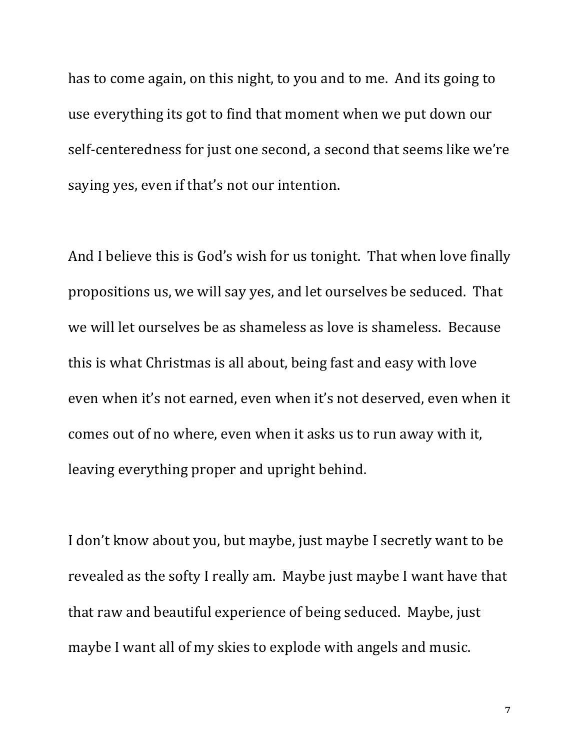has to come again, on this night, to you and to me. And its going to use everything its got to find that moment when we put down our self-centeredness for just one second, a second that seems like we're saying yes, even if that's not our intention.

And I believe this is God's wish for us tonight. That when love finally propositions us, we will say yes, and let ourselves be seduced. That we will let ourselves be as shameless as love is shameless. Because this is what Christmas is all about, being fast and easy with love even when it's not earned, even when it's not deserved, even when it comes out of no where, even when it asks us to run away with it, leaving everything proper and upright behind.

I don't know about you, but maybe, just maybe I secretly want to be revealed as the softy I really am. Maybe just maybe I want have that that raw and beautiful experience of being seduced. Maybe, just maybe I want all of my skies to explode with angels and music.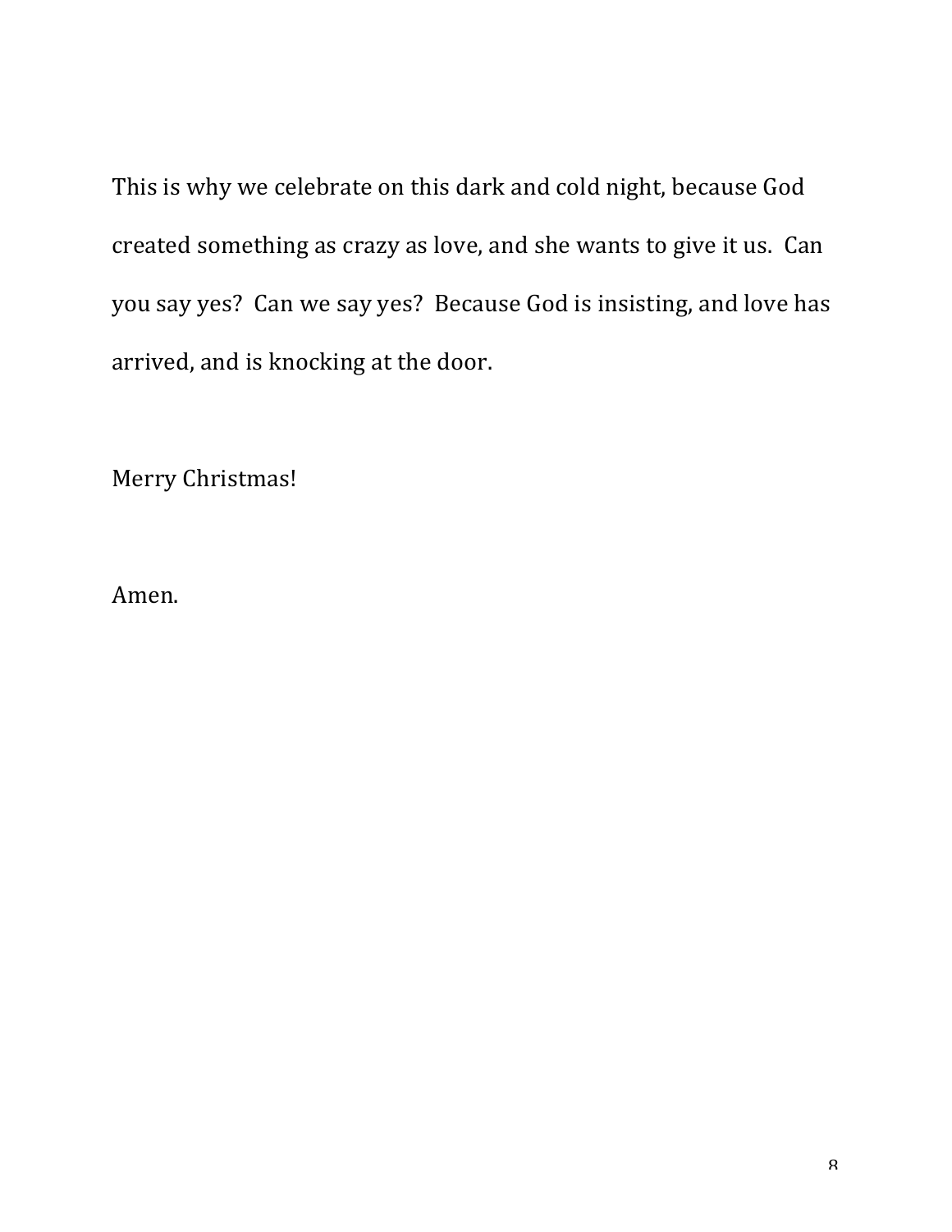This is why we celebrate on this dark and cold night, because God created something as crazy as love, and she wants to give it us. Can you say yes? Can we say yes? Because God is insisting, and love has arrived, and is knocking at the door.

Merry Christmas!

Amen.